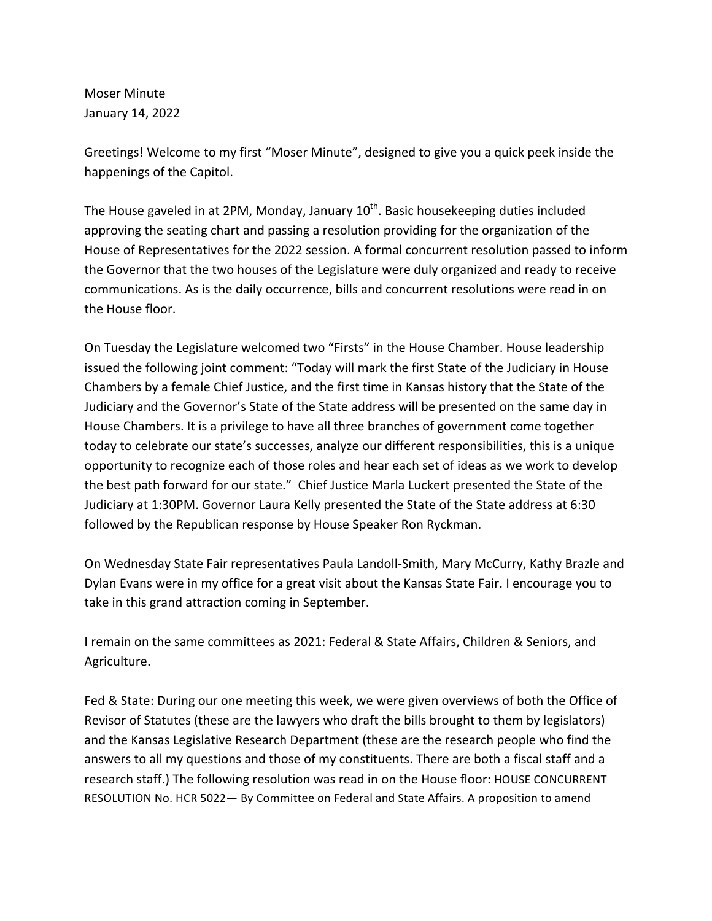Moser Minute
January 14, 2022

Greetings! Welcome to my first "Moser Minute", designed to give you a quick peek inside the happenings of the Capitol.

The House gaveled in at 2PM, Monday, January 10th. Basic housekeeping duties included approving the seating chart and passing a resolution providing for the organization of the House of Representatives for the 2022 session. A formal concurrent resolution passed to inform the Governor that the two houses of the Legislature were duly organized and ready to receive communications. As is the daily occurrence, bills and concurrent resolutions were read in on the House floor.

On Tuesday the Legislature welcomed two "Firsts" in the House Chamber. House leadership issued the following joint comment: "Today will mark the first State of the Judiciary in House Chambers by a female Chief Justice, and the first time in Kansas history that the State of the Judiciary and the Governor's State of the State address will be presented on the same day in House Chambers. It is a privilege to have all three branches of government come together today to celebrate our state's successes, analyze our different responsibilities, this is a unique opportunity to recognize each of those roles and hear each set of ideas as we work to develop the best path forward for our state." Chief Justice Marla Luckert presented the State of the Judiciary at 1:30PM. Governor Laura Kelly presented the State of the State address at 6:30 followed by the Republican response by House Speaker Ron Ryckman.

On Wednesday State Fair representatives Paula Landoll-Smith, Mary McCurry, Kathy Brazle and Dylan Evans were in my office for a great visit about the Kansas State Fair. I encourage you to take in this grand attraction coming in September.

I remain on the same committees as 2021: Federal & State Affairs, Children & Seniors, and Agriculture.

Fed & State: During our one meeting this week, we were given overviews of both the Office of Revisor of Statutes (these are the lawyers who draft the bills brought to them by legislators) and the Kansas Legislative Research Department (these are the research people who find the answers to all my questions and those of my constituents. There are both a fiscal staff and a research staff.) The following resolution was read in on the House floor: HOUSE CONCURRENT RESOLUTION No. HCR 5022— By Committee on Federal and State Affairs. A proposition to amend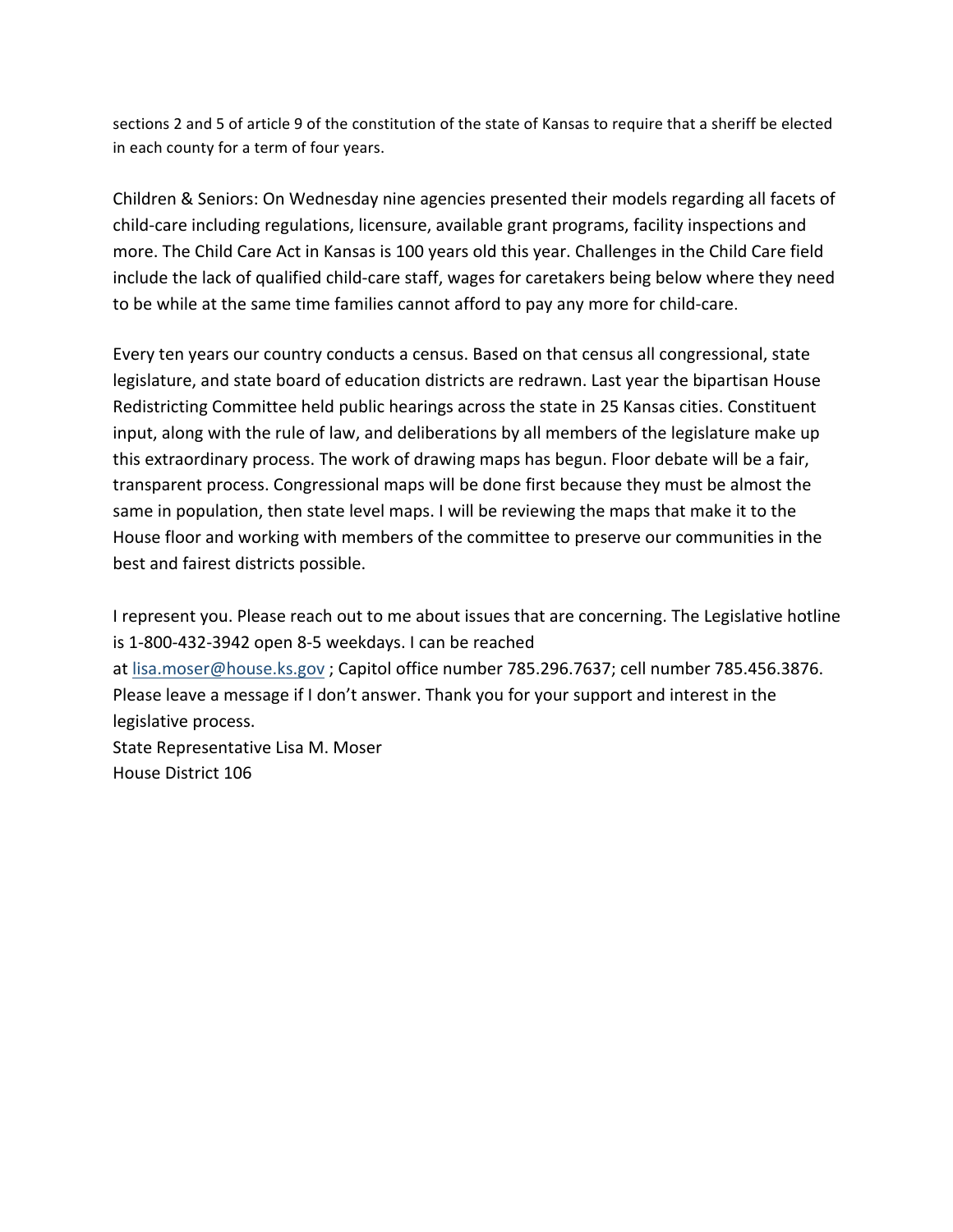sections 2 and 5 of article 9 of the constitution of the state of Kansas to require that a sheriff be elected in each county for a term of four years.

Children & Seniors: On Wednesday nine agencies presented their models regarding all facets of child-care including regulations, licensure, available grant programs, facility inspections and more. The Child Care Act in Kansas is 100 years old this year. Challenges in the Child Care field include the lack of qualified child-care staff, wages for caretakers being below where they need to be while at the same time families cannot afford to pay any more for child-care.

Every ten years our country conducts a census. Based on that census all congressional, state legislature, and state board of education districts are redrawn. Last year the bipartisan House Redistricting Committee held public hearings across the state in 25 Kansas cities. Constituent input, along with the rule of law, and deliberations by all members of the legislature make up this extraordinary process. The work of drawing maps has begun. Floor debate will be a fair, transparent process. Congressional maps will be done first because they must be almost the same in population, then state level maps. I will be reviewing the maps that make it to the House floor and working with members of the committee to preserve our communities in the best and fairest districts possible.

I represent you. Please reach out to me about issues that are concerning. The Legislative hotline is 1-800-432-3942 open 8-5 weekdays. I can be reached at lisa.moser@house.ks.gov ; Capitol office number 785.296.7637; cell number 785.456.3876. Please leave a message if I don't answer. Thank you for your support and interest in the legislative process.

State Representative Lisa M. Moser
House District 106